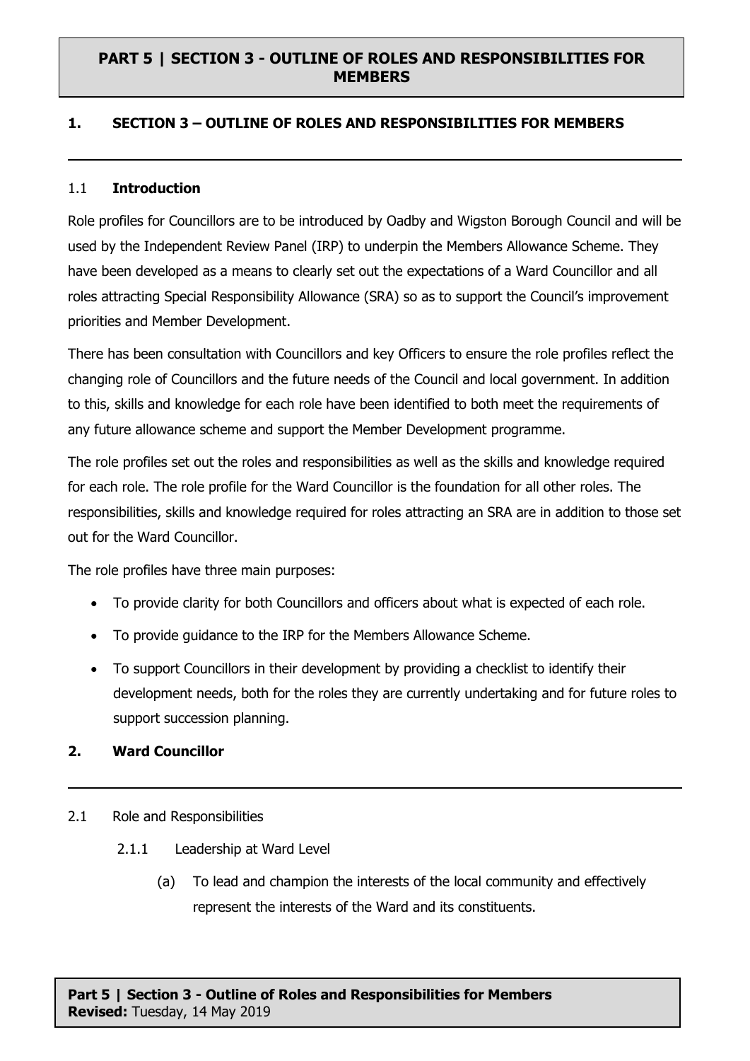# PART 5 | SECTION 3 - OUTLINE OF ROLES AND RESPONSIBILITIES FOR MEMBERS

## 1. SECTION 3 – OUTLINE OF ROLES AND RESPONSIBILITIES FOR MEMBERS

### 1.1 Introduction

Role profiles for Councillors are to be introduced by Oadby and Wigston Borough Council and will be used by the Independent Review Panel (IRP) to underpin the Members Allowance Scheme. They have been developed as a means to clearly set out the expectations of a Ward Councillor and all roles attracting Special Responsibility Allowance (SRA) so as to support the Council's improvement priorities and Member Development.

There has been consultation with Councillors and key Officers to ensure the role profiles reflect the changing role of Councillors and the future needs of the Council and local government. In addition to this, skills and knowledge for each role have been identified to both meet the requirements of any future allowance scheme and support the Member Development programme.

The role profiles set out the roles and responsibilities as well as the skills and knowledge required for each role. The role profile for the Ward Councillor is the foundation for all other roles. The responsibilities, skills and knowledge required for roles attracting an SRA are in addition to those set out for the Ward Councillor.

The role profiles have three main purposes:

- To provide clarity for both Councillors and officers about what is expected of each role.
- To provide guidance to the IRP for the Members Allowance Scheme.
- To support Councillors in their development by providing a checklist to identify their development needs, both for the roles they are currently undertaking and for future roles to support succession planning.

## 2. Ward Councillor

2.1 Role and Responsibilities

2.1.1 Leadership at Ward Level

(a) To lead and champion the interests of the local community and effectively represent the interests of the Ward and its constituents.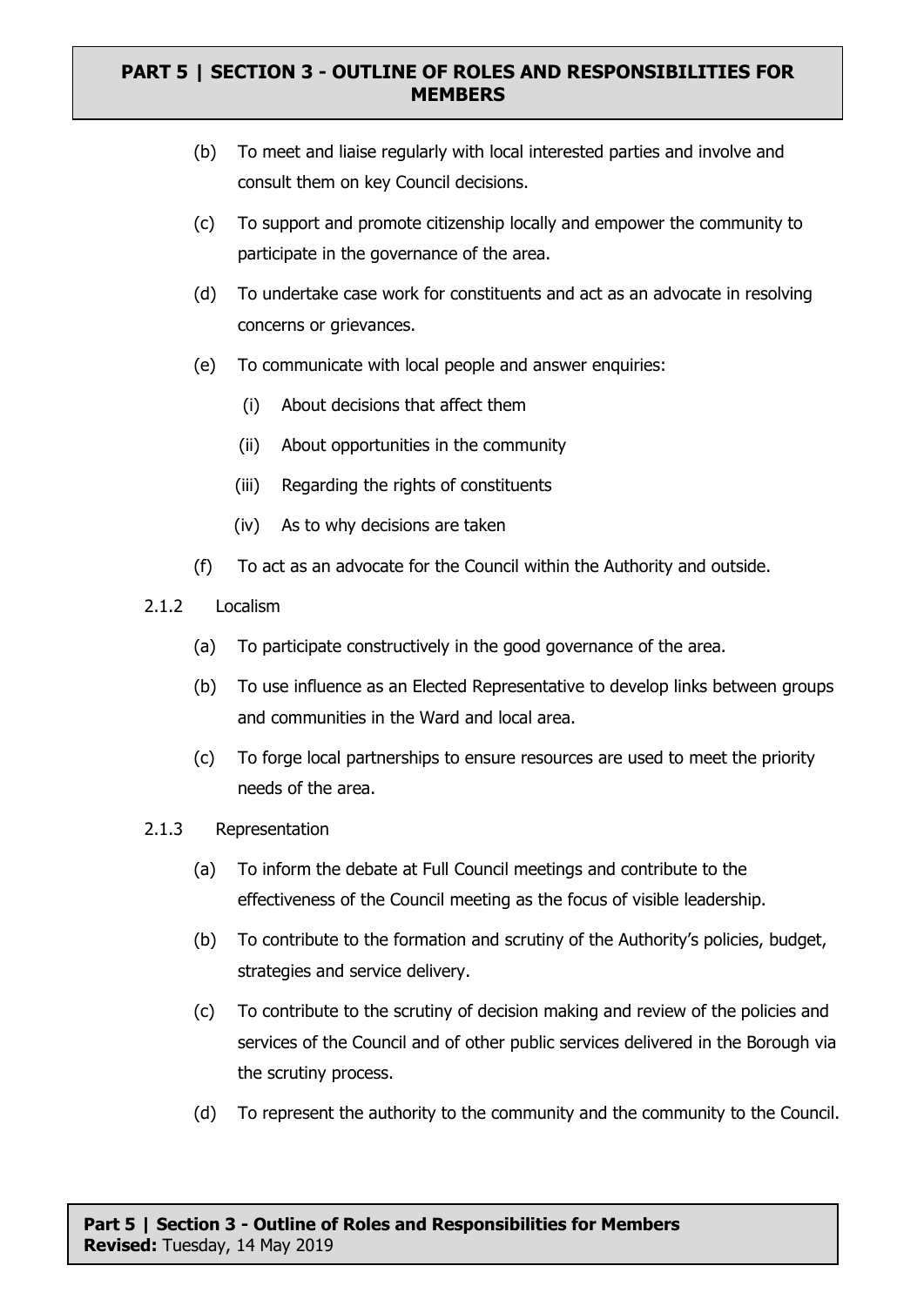(b) To meet and liaise regularly with local interested parties and involve and consult them on key Council decisions.

(c) To support and promote citizenship locally and empower the community to participate in the governance of the area.

(d) To undertake case work for constituents and act as an advocate in resolving concerns or grievances.

(e) To communicate with local people and answer enquiries:

   (i) About decisions that affect them

   (ii) About opportunities in the community

   (iii) Regarding the rights of constituents

   (iv) As to why decisions are taken

(f) To act as an advocate for the Council within the Authority and outside.

2.1.2 Localism

(a) To participate constructively in the good governance of the area.

(b) To use influence as an Elected Representative to develop links between groups and communities in the Ward and local area.

(c) To forge local partnerships to ensure resources are used to meet the priority needs of the area.

2.1.3 Representation

(a) To inform the debate at Full Council meetings and contribute to the effectiveness of the Council meeting as the focus of visible leadership.

(b) To contribute to the formation and scrutiny of the Authority's policies, budget, strategies and service delivery.

(c) To contribute to the scrutiny of decision making and review of the policies and services of the Council and of other public services delivered in the Borough via the scrutiny process.

(d) To represent the authority to the community and the community to the Council.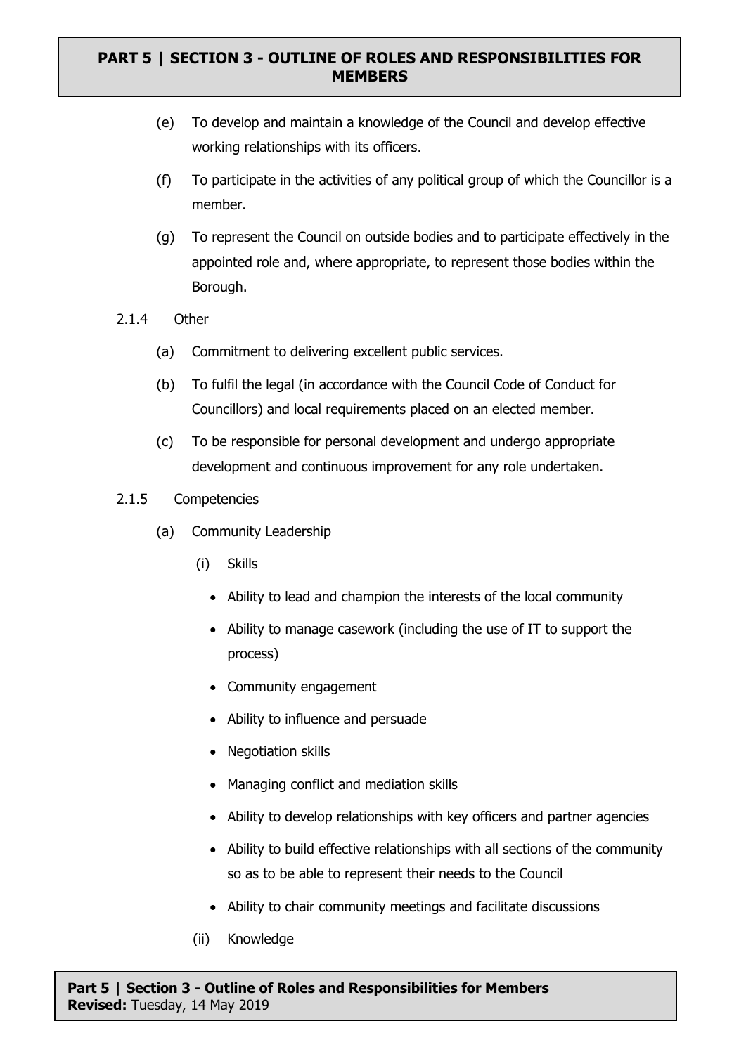(e) To develop and maintain a knowledge of the Council and develop effective working relationships with its officers.

(f) To participate in the activities of any political group of which the Councillor is a member.

(g) To represent the Council on outside bodies and to participate effectively in the appointed role and, where appropriate, to represent those bodies within the Borough.

2.1.4 Other

(a) Commitment to delivering excellent public services.

(b) To fulfil the legal (in accordance with the Council Code of Conduct for Councillors) and local requirements placed on an elected member.

(c) To be responsible for personal development and undergo appropriate development and continuous improvement for any role undertaken.

2.1.5 Competencies

(a) Community Leadership

(i) Skills

- Ability to lead and champion the interests of the local community
- Ability to manage casework (including the use of IT to support the process)
- Community engagement
- Ability to influence and persuade
- Negotiation skills
- Managing conflict and mediation skills
- Ability to develop relationships with key officers and partner agencies
- Ability to build effective relationships with all sections of the community so as to be able to represent their needs to the Council
- Ability to chair community meetings and facilitate discussions

(ii) Knowledge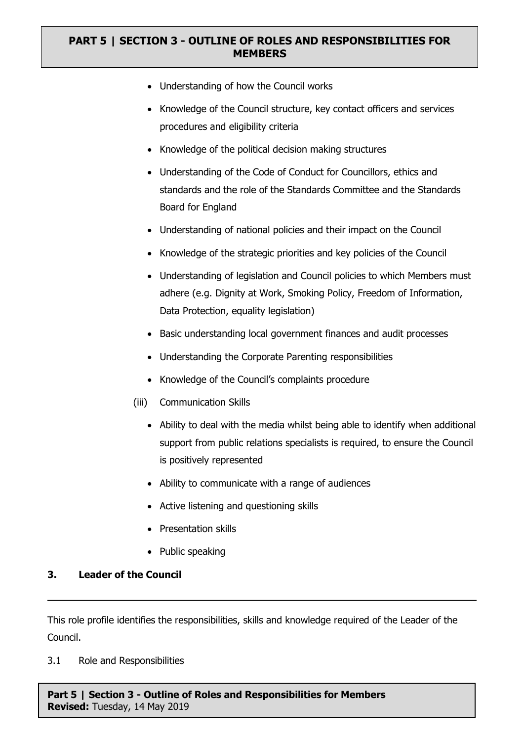- Understanding of how the Council works
- Knowledge of the Council structure, key contact officers and services procedures and eligibility criteria
- Knowledge of the political decision making structures
- Understanding of the Code of Conduct for Councillors, ethics and standards and the role of the Standards Committee and the Standards Board for England
- Understanding of national policies and their impact on the Council
- Knowledge of the strategic priorities and key policies of the Council
- Understanding of legislation and Council policies to which Members must adhere (e.g. Dignity at Work, Smoking Policy, Freedom of Information, Data Protection, equality legislation)
- Basic understanding local government finances and audit processes
- Understanding the Corporate Parenting responsibilities
- Knowledge of the Council's complaints procedure

(iii) Communication Skills

- Ability to deal with the media whilst being able to identify when additional support from public relations specialists is required, to ensure the Council is positively represented
- Ability to communicate with a range of audiences
- Active listening and questioning skills
- Presentation skills
- Public speaking

## 3. Leader of the Council

This role profile identifies the responsibilities, skills and knowledge required of the Leader of the Council.

3.1 Role and Responsibilities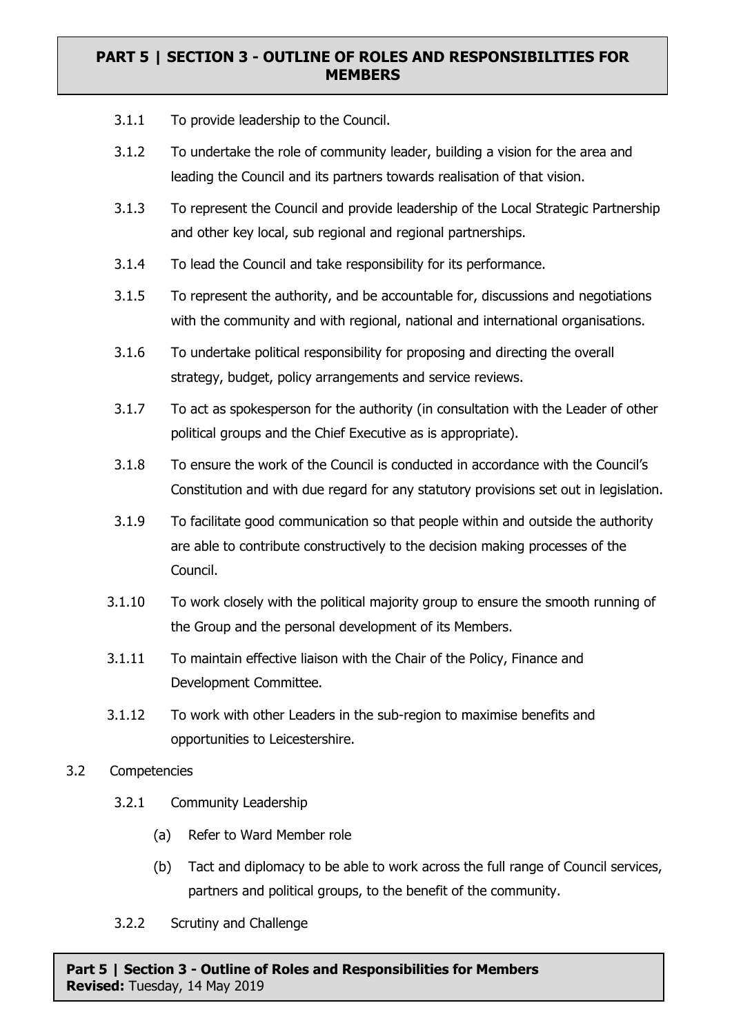3.1.1 To provide leadership to the Council.

3.1.2 To undertake the role of community leader, building a vision for the area and leading the Council and its partners towards realisation of that vision.

3.1.3 To represent the Council and provide leadership of the Local Strategic Partnership and other key local, sub regional and regional partnerships.

3.1.4 To lead the Council and take responsibility for its performance.

3.1.5 To represent the authority, and be accountable for, discussions and negotiations with the community and with regional, national and international organisations.

3.1.6 To undertake political responsibility for proposing and directing the overall strategy, budget, policy arrangements and service reviews.

3.1.7 To act as spokesperson for the authority (in consultation with the Leader of other political groups and the Chief Executive as is appropriate).

3.1.8 To ensure the work of the Council is conducted in accordance with the Council's Constitution and with due regard for any statutory provisions set out in legislation.

3.1.9 To facilitate good communication so that people within and outside the authority are able to contribute constructively to the decision making processes of the Council.

3.1.10 To work closely with the political majority group to ensure the smooth running of the Group and the personal development of its Members.

3.1.11 To maintain effective liaison with the Chair of the Policy, Finance and Development Committee.

3.1.12 To work with other Leaders in the sub-region to maximise benefits and opportunities to Leicestershire.

3.2 Competencies

3.2.1 Community Leadership

(a) Refer to Ward Member role

(b) Tact and diplomacy to be able to work across the full range of Council services, partners and political groups, to the benefit of the community.

3.2.2 Scrutiny and Challenge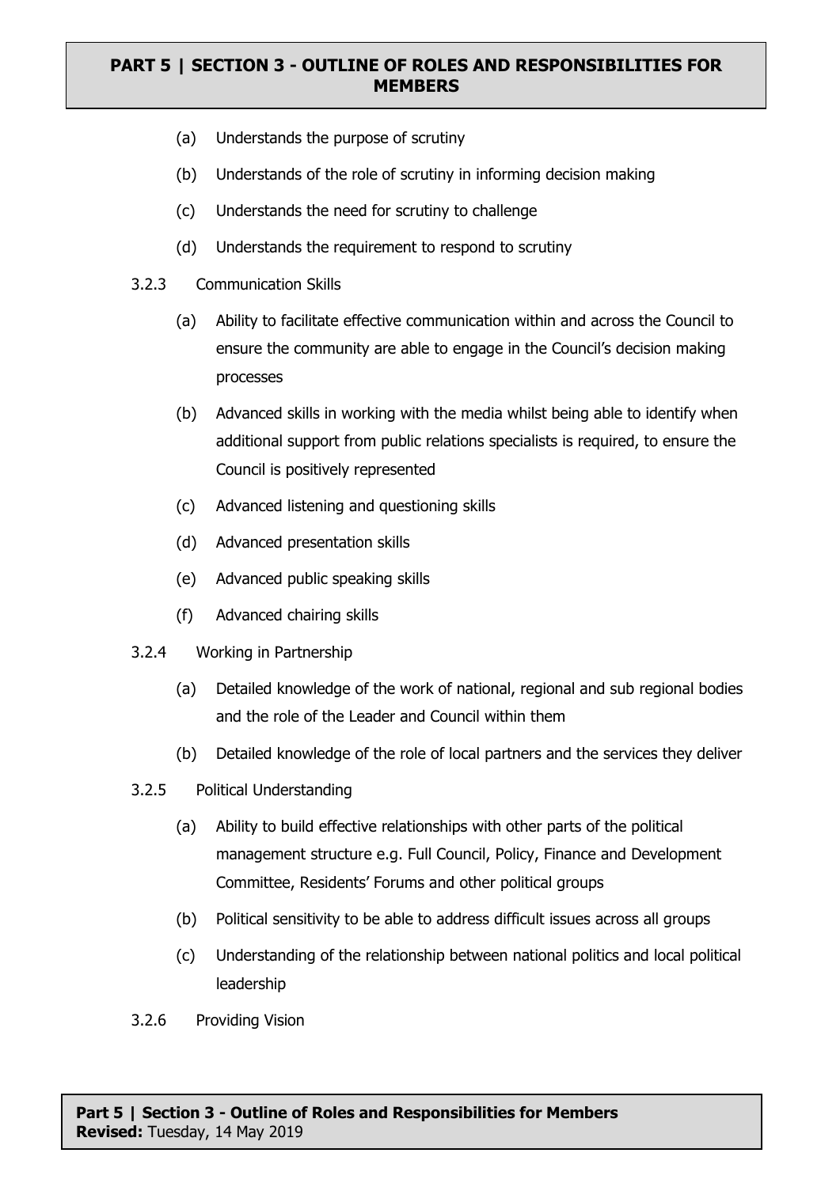(a) Understands the purpose of scrutiny

(b) Understands of the role of scrutiny in informing decision making

(c) Understands the need for scrutiny to challenge

(d) Understands the requirement to respond to scrutiny

3.2.3 Communication Skills

(a) Ability to facilitate effective communication within and across the Council to ensure the community are able to engage in the Council's decision making processes

(b) Advanced skills in working with the media whilst being able to identify when additional support from public relations specialists is required, to ensure the Council is positively represented

(c) Advanced listening and questioning skills

(d) Advanced presentation skills

(e) Advanced public speaking skills

(f) Advanced chairing skills

3.2.4 Working in Partnership

(a) Detailed knowledge of the work of national, regional and sub regional bodies and the role of the Leader and Council within them

(b) Detailed knowledge of the role of local partners and the services they deliver

3.2.5 Political Understanding

(a) Ability to build effective relationships with other parts of the political management structure e.g. Full Council, Policy, Finance and Development Committee, Residents' Forums and other political groups

(b) Political sensitivity to be able to address difficult issues across all groups

(c) Understanding of the relationship between national politics and local political leadership

3.2.6 Providing Vision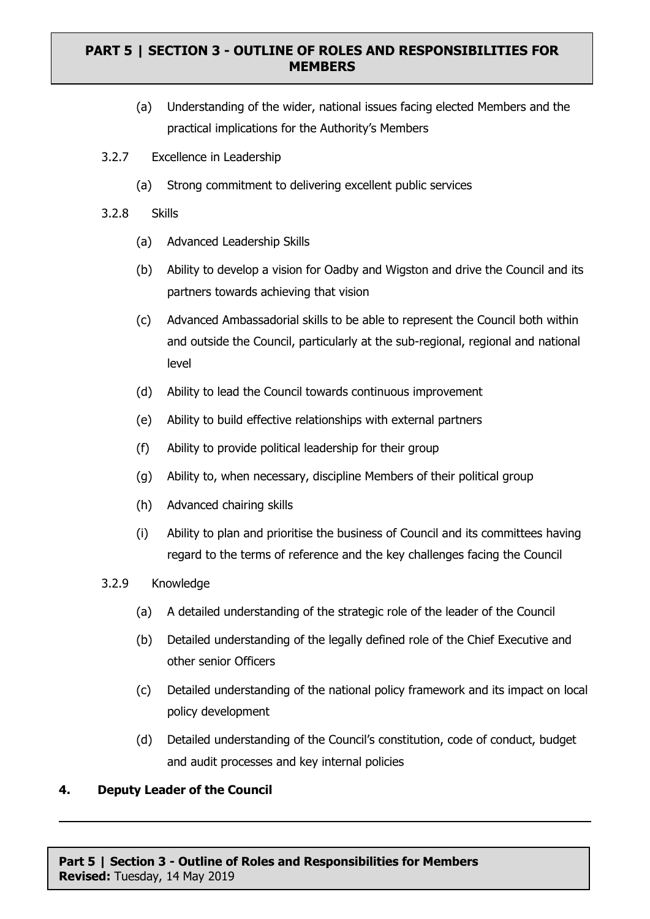(a) Understanding of the wider, national issues facing elected Members and the practical implications for the Authority's Members

3.2.7 Excellence in Leadership

(a) Strong commitment to delivering excellent public services

3.2.8 Skills

(a) Advanced Leadership Skills

(b) Ability to develop a vision for Oadby and Wigston and drive the Council and its partners towards achieving that vision

(c) Advanced Ambassadorial skills to be able to represent the Council both within and outside the Council, particularly at the sub-regional, regional and national level

(d) Ability to lead the Council towards continuous improvement

(e) Ability to build effective relationships with external partners

(f) Ability to provide political leadership for their group

(g) Ability to, when necessary, discipline Members of their political group

(h) Advanced chairing skills

(i) Ability to plan and prioritise the business of Council and its committees having regard to the terms of reference and the key challenges facing the Council

3.2.9 Knowledge

(a) A detailed understanding of the strategic role of the leader of the Council

(b) Detailed understanding of the legally defined role of the Chief Executive and other senior Officers

(c) Detailed understanding of the national policy framework and its impact on local policy development

(d) Detailed understanding of the Council's constitution, code of conduct, budget and audit processes and key internal policies

## 4. Deputy Leader of the Council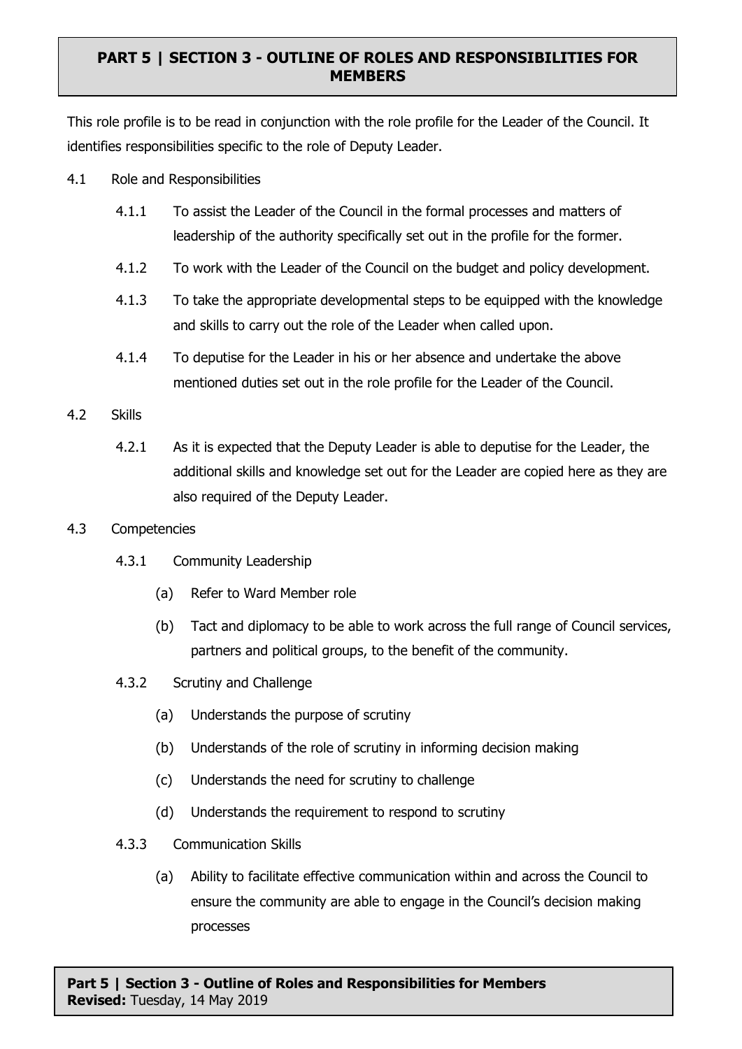## PART 5 | SECTION 3 - OUTLINE OF ROLES AND RESPONSIBILITIES FOR MEMBERS

This role profile is to be read in conjunction with the role profile for the Leader of the Council. It identifies responsibilities specific to the role of Deputy Leader.

4.1 Role and Responsibilities

- 4.1.1 To assist the Leader of the Council in the formal processes and matters of leadership of the authority specifically set out in the profile for the former.
- 4.1.2 To work with the Leader of the Council on the budget and policy development.
- 4.1.3 To take the appropriate developmental steps to be equipped with the knowledge and skills to carry out the role of the Leader when called upon.
- 4.1.4 To deputise for the Leader in his or her absence and undertake the above mentioned duties set out in the role profile for the Leader of the Council.

4.2 Skills

- 4.2.1 As it is expected that the Deputy Leader is able to deputise for the Leader, the additional skills and knowledge set out for the Leader are copied here as they are also required of the Deputy Leader.

4.3 Competencies

- 4.3.1 Community Leadership
  - (a) Refer to Ward Member role
  - (b) Tact and diplomacy to be able to work across the full range of Council services, partners and political groups, to the benefit of the community.
- 4.3.2 Scrutiny and Challenge
  - (a) Understands the purpose of scrutiny
  - (b) Understands of the role of scrutiny in informing decision making
  - (c) Understands the need for scrutiny to challenge
  - (d) Understands the requirement to respond to scrutiny
- 4.3.3 Communication Skills
  - (a) Ability to facilitate effective communication within and across the Council to ensure the community are able to engage in the Council's decision making processes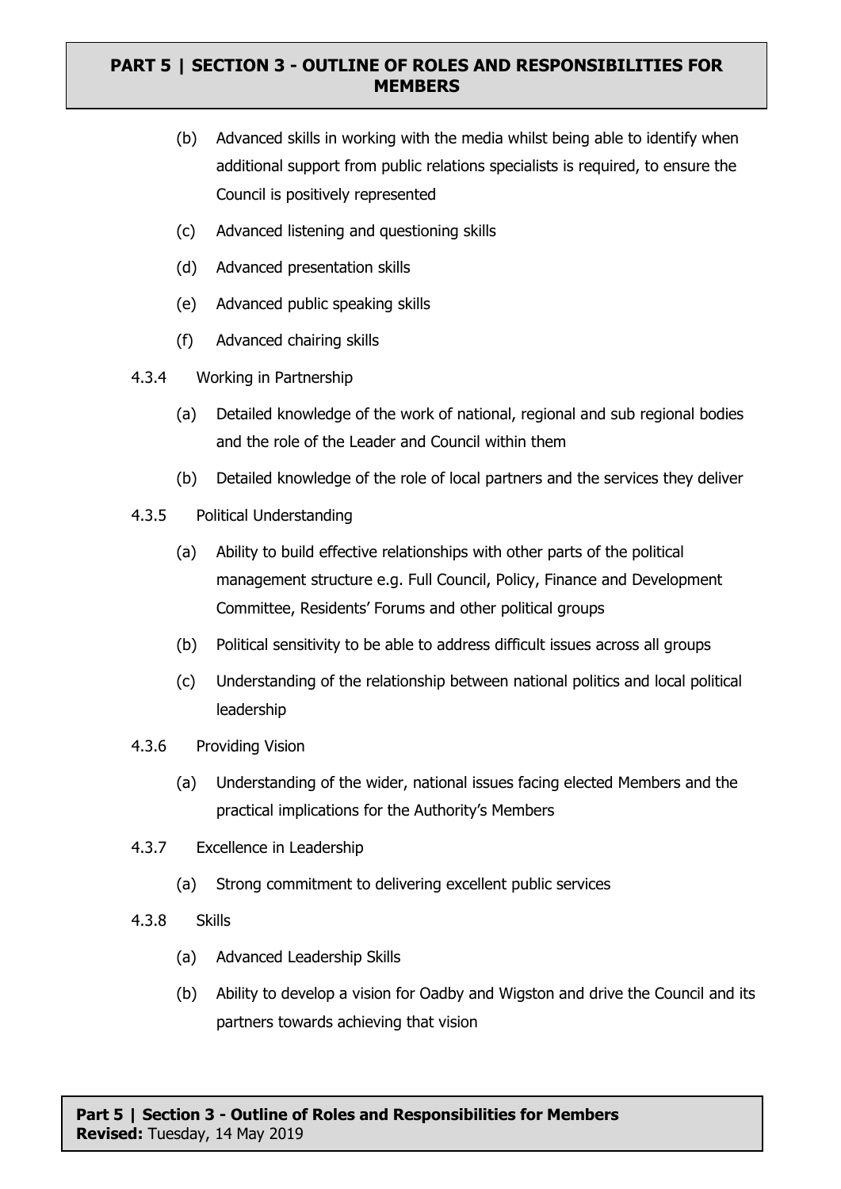(b) Advanced skills in working with the media whilst being able to identify when additional support from public relations specialists is required, to ensure the Council is positively represented

(c) Advanced listening and questioning skills

(d) Advanced presentation skills

(e) Advanced public speaking skills

(f) Advanced chairing skills

4.3.4 Working in Partnership

(a) Detailed knowledge of the work of national, regional and sub regional bodies and the role of the Leader and Council within them

(b) Detailed knowledge of the role of local partners and the services they deliver

4.3.5 Political Understanding

(a) Ability to build effective relationships with other parts of the political management structure e.g. Full Council, Policy, Finance and Development Committee, Residents' Forums and other political groups

(b) Political sensitivity to be able to address difficult issues across all groups

(c) Understanding of the relationship between national politics and local political leadership

4.3.6 Providing Vision

(a) Understanding of the wider, national issues facing elected Members and the practical implications for the Authority's Members

4.3.7 Excellence in Leadership

(a) Strong commitment to delivering excellent public services

4.3.8 Skills

(a) Advanced Leadership Skills

(b) Ability to develop a vision for Oadby and Wigston and drive the Council and its partners towards achieving that vision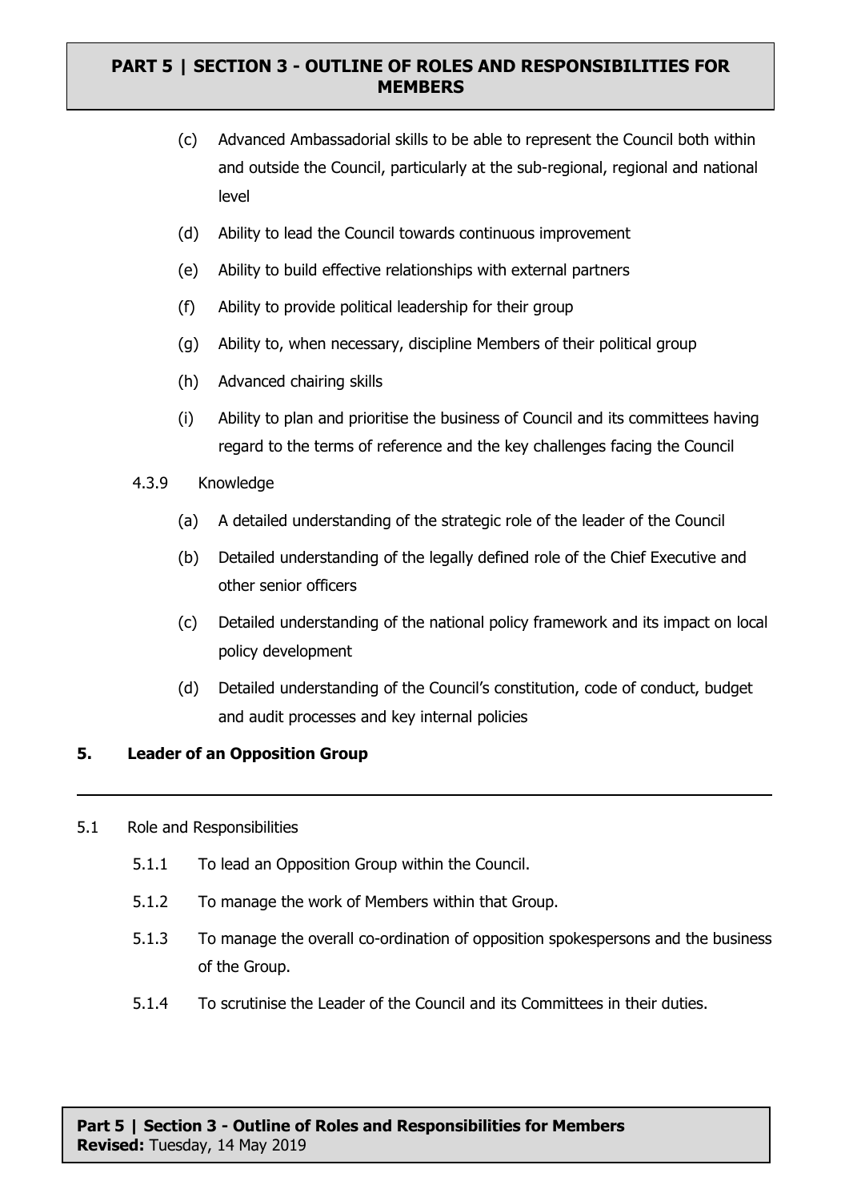(c) Advanced Ambassadorial skills to be able to represent the Council both within and outside the Council, particularly at the sub-regional, regional and national level

(d) Ability to lead the Council towards continuous improvement

(e) Ability to build effective relationships with external partners

(f) Ability to provide political leadership for their group

(g) Ability to, when necessary, discipline Members of their political group

(h) Advanced chairing skills

(i) Ability to plan and prioritise the business of Council and its committees having regard to the terms of reference and the key challenges facing the Council

4.3.9 Knowledge

(a) A detailed understanding of the strategic role of the leader of the Council

(b) Detailed understanding of the legally defined role of the Chief Executive and other senior officers

(c) Detailed understanding of the national policy framework and its impact on local policy development

(d) Detailed understanding of the Council's constitution, code of conduct, budget and audit processes and key internal policies

## 5. Leader of an Opposition Group

5.1 Role and Responsibilities

5.1.1 To lead an Opposition Group within the Council.

5.1.2 To manage the work of Members within that Group.

5.1.3 To manage the overall co-ordination of opposition spokespersons and the business of the Group.

5.1.4 To scrutinise the Leader of the Council and its Committees in their duties.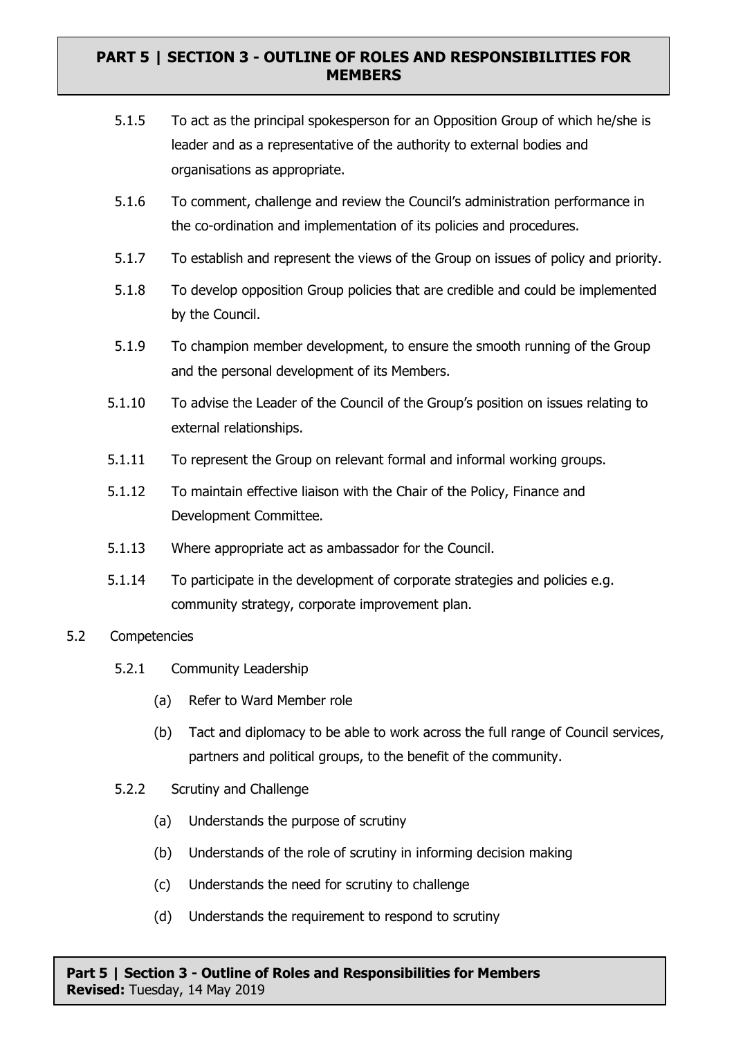5.1.5 To act as the principal spokesperson for an Opposition Group of which he/she is leader and as a representative of the authority to external bodies and organisations as appropriate.

5.1.6 To comment, challenge and review the Council's administration performance in the co-ordination and implementation of its policies and procedures.

5.1.7 To establish and represent the views of the Group on issues of policy and priority.

5.1.8 To develop opposition Group policies that are credible and could be implemented by the Council.

5.1.9 To champion member development, to ensure the smooth running of the Group and the personal development of its Members.

5.1.10 To advise the Leader of the Council of the Group's position on issues relating to external relationships.

5.1.11 To represent the Group on relevant formal and informal working groups.

5.1.12 To maintain effective liaison with the Chair of the Policy, Finance and Development Committee.

5.1.13 Where appropriate act as ambassador for the Council.

5.1.14 To participate in the development of corporate strategies and policies e.g. community strategy, corporate improvement plan.

5.2 Competencies

5.2.1 Community Leadership

(a) Refer to Ward Member role

(b) Tact and diplomacy to be able to work across the full range of Council services, partners and political groups, to the benefit of the community.

5.2.2 Scrutiny and Challenge

(a) Understands the purpose of scrutiny

(b) Understands of the role of scrutiny in informing decision making

(c) Understands the need for scrutiny to challenge

(d) Understands the requirement to respond to scrutiny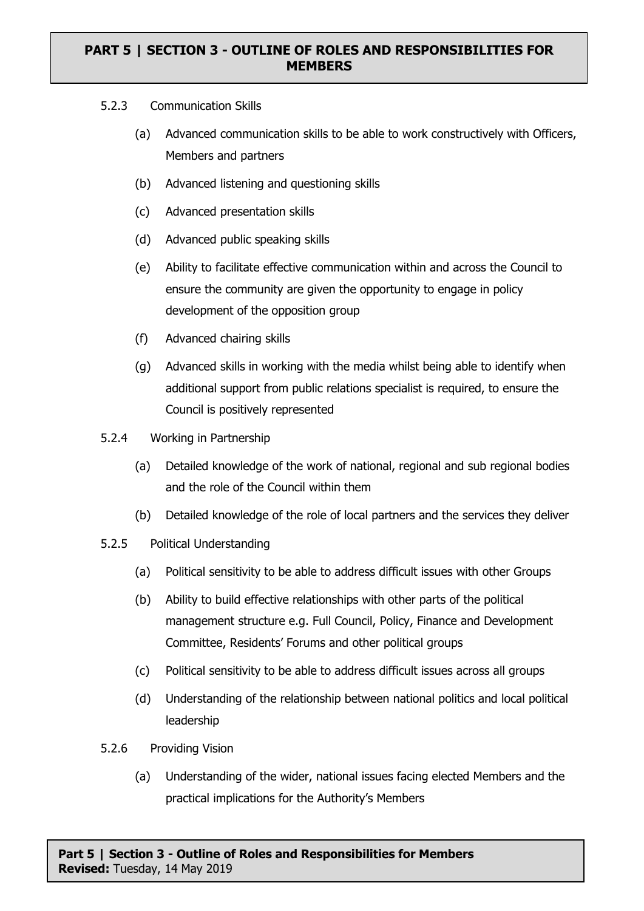5.2.3 Communication Skills

(a) Advanced communication skills to be able to work constructively with Officers, Members and partners

(b) Advanced listening and questioning skills

(c) Advanced presentation skills

(d) Advanced public speaking skills

(e) Ability to facilitate effective communication within and across the Council to ensure the community are given the opportunity to engage in policy development of the opposition group

(f) Advanced chairing skills

(g) Advanced skills in working with the media whilst being able to identify when additional support from public relations specialist is required, to ensure the Council is positively represented

5.2.4 Working in Partnership

(a) Detailed knowledge of the work of national, regional and sub regional bodies and the role of the Council within them

(b) Detailed knowledge of the role of local partners and the services they deliver

5.2.5 Political Understanding

(a) Political sensitivity to be able to address difficult issues with other Groups

(b) Ability to build effective relationships with other parts of the political management structure e.g. Full Council, Policy, Finance and Development Committee, Residents' Forums and other political groups

(c) Political sensitivity to be able to address difficult issues across all groups

(d) Understanding of the relationship between national politics and local political leadership

5.2.6 Providing Vision

(a) Understanding of the wider, national issues facing elected Members and the practical implications for the Authority's Members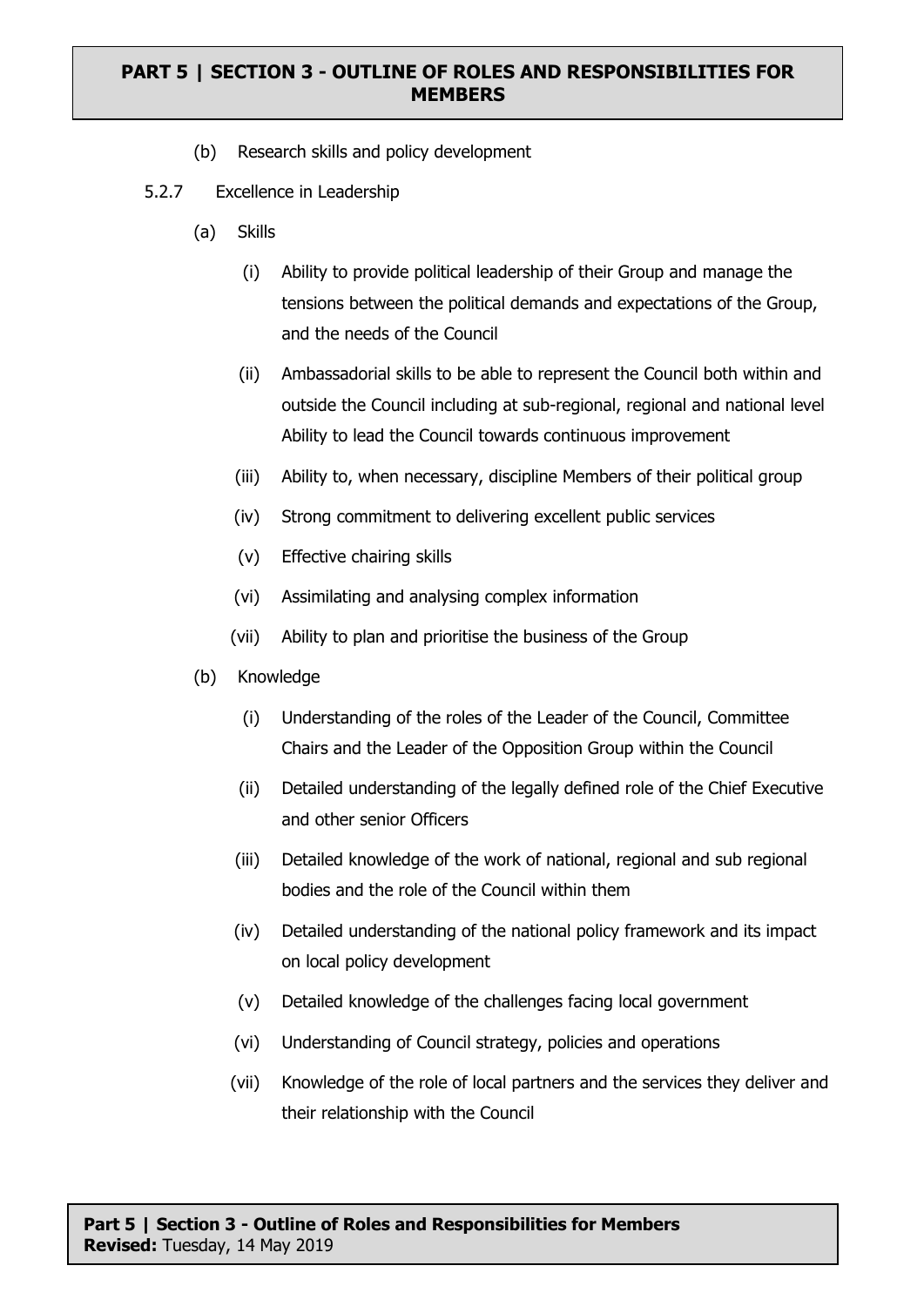(b) Research skills and policy development

5.2.7 Excellence in Leadership

(a) Skills

(i) Ability to provide political leadership of their Group and manage the tensions between the political demands and expectations of the Group, and the needs of the Council

(ii) Ambassadorial skills to be able to represent the Council both within and outside the Council including at sub-regional, regional and national level Ability to lead the Council towards continuous improvement

(iii) Ability to, when necessary, discipline Members of their political group

(iv) Strong commitment to delivering excellent public services

(v) Effective chairing skills

(vi) Assimilating and analysing complex information

(vii) Ability to plan and prioritise the business of the Group

(b) Knowledge

(i) Understanding of the roles of the Leader of the Council, Committee Chairs and the Leader of the Opposition Group within the Council

(ii) Detailed understanding of the legally defined role of the Chief Executive and other senior Officers

(iii) Detailed knowledge of the work of national, regional and sub regional bodies and the role of the Council within them

(iv) Detailed understanding of the national policy framework and its impact on local policy development

(v) Detailed knowledge of the challenges facing local government

(vi) Understanding of Council strategy, policies and operations

(vii) Knowledge of the role of local partners and the services they deliver and their relationship with the Council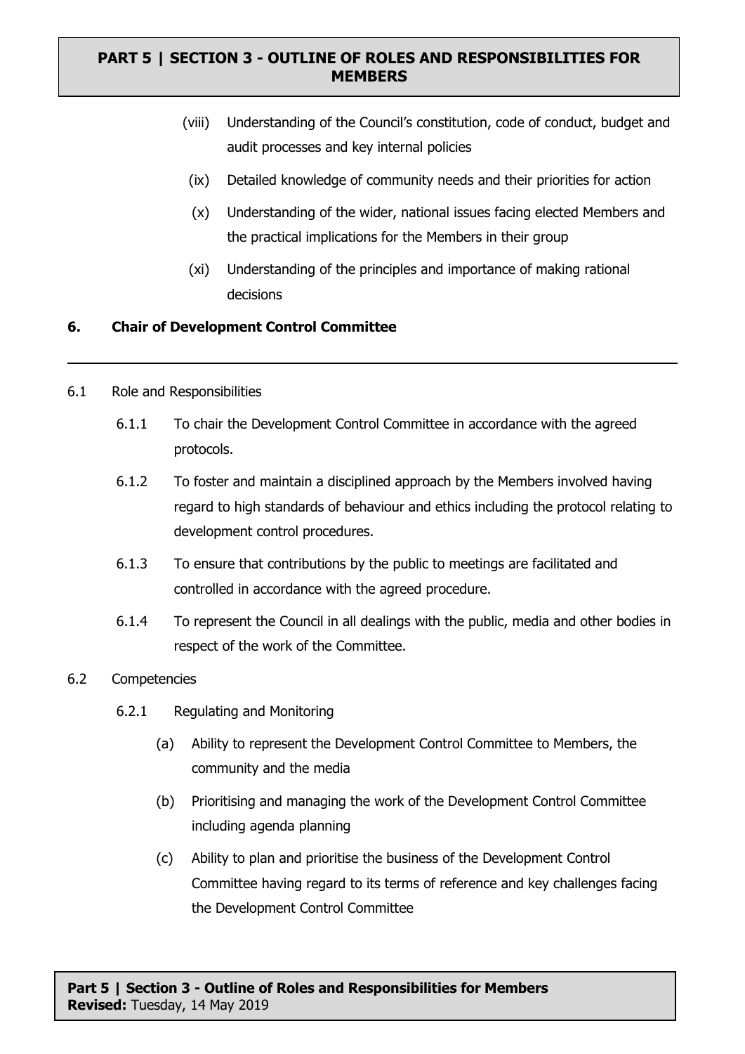(viii) Understanding of the Council's constitution, code of conduct, budget and audit processes and key internal policies

(ix) Detailed knowledge of community needs and their priorities for action

(x) Understanding of the wider, national issues facing elected Members and the practical implications for the Members in their group

(xi) Understanding of the principles and importance of making rational decisions

## 6. Chair of Development Control Committee

6.1 Role and Responsibilities

6.1.1 To chair the Development Control Committee in accordance with the agreed protocols.

6.1.2 To foster and maintain a disciplined approach by the Members involved having regard to high standards of behaviour and ethics including the protocol relating to development control procedures.

6.1.3 To ensure that contributions by the public to meetings are facilitated and controlled in accordance with the agreed procedure.

6.1.4 To represent the Council in all dealings with the public, media and other bodies in respect of the work of the Committee.

6.2 Competencies

6.2.1 Regulating and Monitoring

(a) Ability to represent the Development Control Committee to Members, the community and the media

(b) Prioritising and managing the work of the Development Control Committee including agenda planning

(c) Ability to plan and prioritise the business of the Development Control Committee having regard to its terms of reference and key challenges facing the Development Control Committee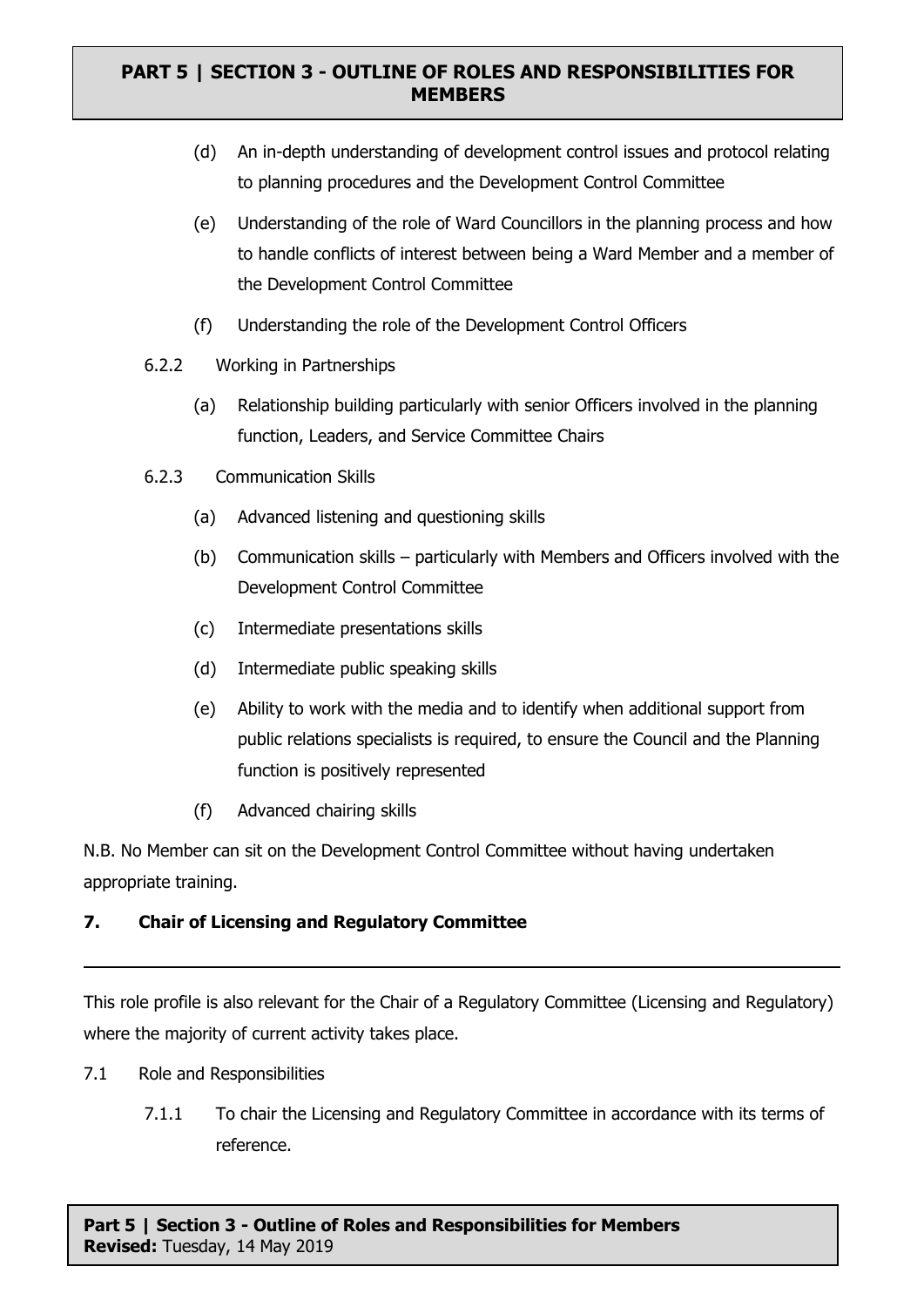(d) An in-depth understanding of development control issues and protocol relating to planning procedures and the Development Control Committee

(e) Understanding of the role of Ward Councillors in the planning process and how to handle conflicts of interest between being a Ward Member and a member of the Development Control Committee

(f) Understanding the role of the Development Control Officers

6.2.2 Working in Partnerships

(a) Relationship building particularly with senior Officers involved in the planning function, Leaders, and Service Committee Chairs

6.2.3 Communication Skills

(a) Advanced listening and questioning skills

(b) Communication skills – particularly with Members and Officers involved with the Development Control Committee

(c) Intermediate presentations skills

(d) Intermediate public speaking skills

(e) Ability to work with the media and to identify when additional support from public relations specialists is required, to ensure the Council and the Planning function is positively represented

(f) Advanced chairing skills

N.B. No Member can sit on the Development Control Committee without having undertaken appropriate training.

## 7. Chair of Licensing and Regulatory Committee

---

This role profile is also relevant for the Chair of a Regulatory Committee (Licensing and Regulatory) where the majority of current activity takes place.

7.1 Role and Responsibilities

7.1.1 To chair the Licensing and Regulatory Committee in accordance with its terms of reference.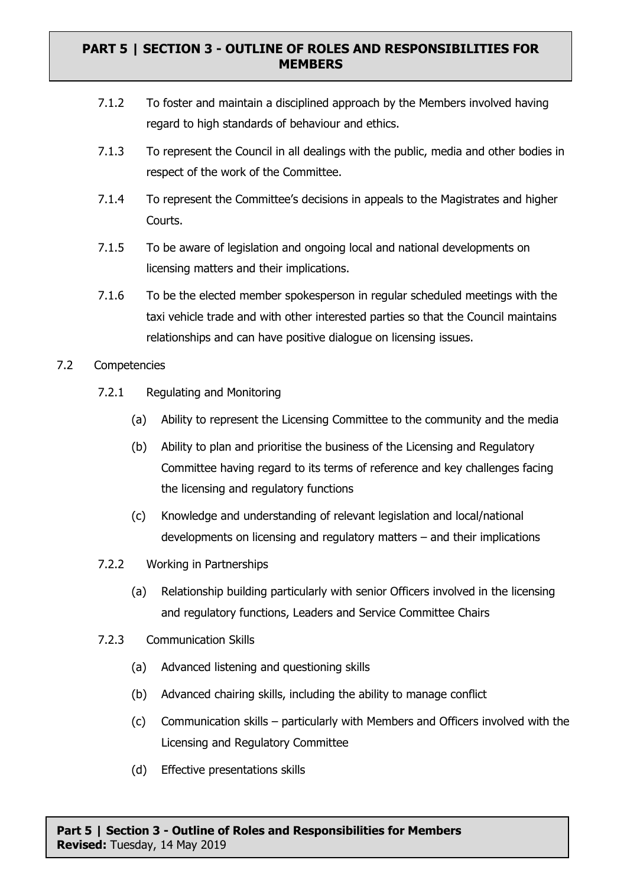7.1.2 To foster and maintain a disciplined approach by the Members involved having regard to high standards of behaviour and ethics.

7.1.3 To represent the Council in all dealings with the public, media and other bodies in respect of the work of the Committee.

7.1.4 To represent the Committee's decisions in appeals to the Magistrates and higher Courts.

7.1.5 To be aware of legislation and ongoing local and national developments on licensing matters and their implications.

7.1.6 To be the elected member spokesperson in regular scheduled meetings with the taxi vehicle trade and with other interested parties so that the Council maintains relationships and can have positive dialogue on licensing issues.

7.2 Competencies

7.2.1 Regulating and Monitoring

(a) Ability to represent the Licensing Committee to the community and the media

(b) Ability to plan and prioritise the business of the Licensing and Regulatory Committee having regard to its terms of reference and key challenges facing the licensing and regulatory functions

(c) Knowledge and understanding of relevant legislation and local/national developments on licensing and regulatory matters – and their implications

7.2.2 Working in Partnerships

(a) Relationship building particularly with senior Officers involved in the licensing and regulatory functions, Leaders and Service Committee Chairs

7.2.3 Communication Skills

(a) Advanced listening and questioning skills

(b) Advanced chairing skills, including the ability to manage conflict

(c) Communication skills – particularly with Members and Officers involved with the Licensing and Regulatory Committee

(d) Effective presentations skills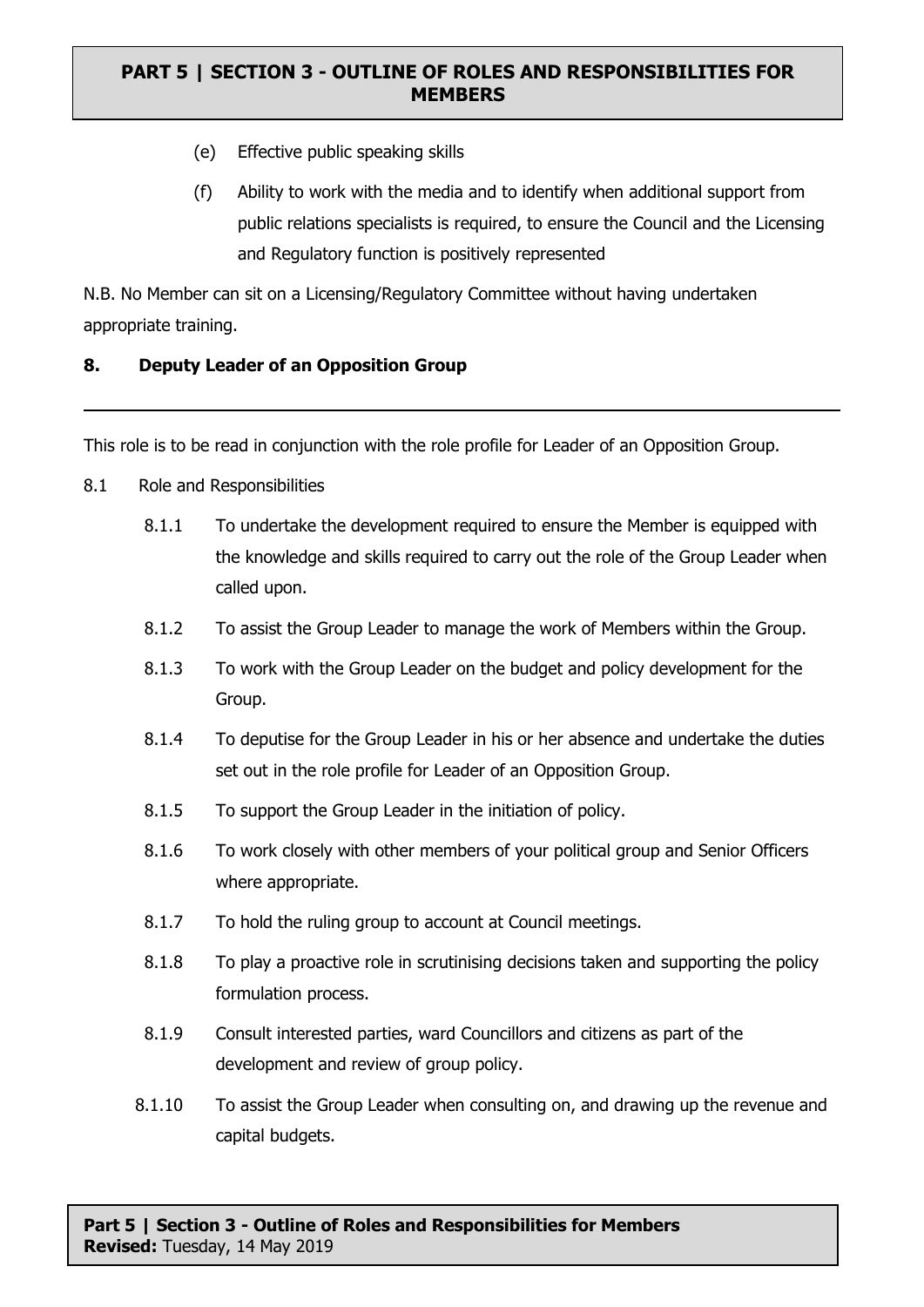(e) Effective public speaking skills

(f) Ability to work with the media and to identify when additional support from public relations specialists is required, to ensure the Council and the Licensing and Regulatory function is positively represented

N.B. No Member can sit on a Licensing/Regulatory Committee without having undertaken appropriate training.

## 8. Deputy Leader of an Opposition Group

---

This role is to be read in conjunction with the role profile for Leader of an Opposition Group.

8.1 Role and Responsibilities

8.1.1 To undertake the development required to ensure the Member is equipped with the knowledge and skills required to carry out the role of the Group Leader when called upon.

8.1.2 To assist the Group Leader to manage the work of Members within the Group.

8.1.3 To work with the Group Leader on the budget and policy development for the Group.

8.1.4 To deputise for the Group Leader in his or her absence and undertake the duties set out in the role profile for Leader of an Opposition Group.

8.1.5 To support the Group Leader in the initiation of policy.

8.1.6 To work closely with other members of your political group and Senior Officers where appropriate.

8.1.7 To hold the ruling group to account at Council meetings.

8.1.8 To play a proactive role in scrutinising decisions taken and supporting the policy formulation process.

8.1.9 Consult interested parties, ward Councillors and citizens as part of the development and review of group policy.

8.1.10 To assist the Group Leader when consulting on, and drawing up the revenue and capital budgets.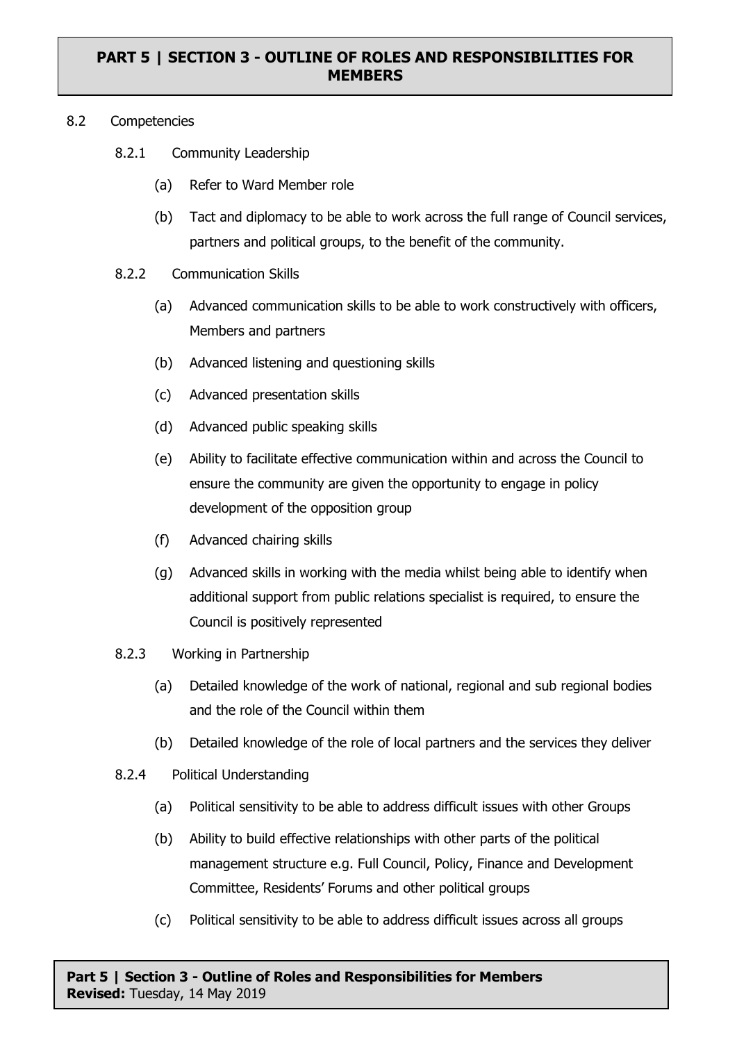8.2 Competencies

8.2.1 Community Leadership

(a) Refer to Ward Member role

(b) Tact and diplomacy to be able to work across the full range of Council services, partners and political groups, to the benefit of the community.

8.2.2 Communication Skills

(a) Advanced communication skills to be able to work constructively with officers, Members and partners

(b) Advanced listening and questioning skills

(c) Advanced presentation skills

(d) Advanced public speaking skills

(e) Ability to facilitate effective communication within and across the Council to ensure the community are given the opportunity to engage in policy development of the opposition group

(f) Advanced chairing skills

(g) Advanced skills in working with the media whilst being able to identify when additional support from public relations specialist is required, to ensure the Council is positively represented

8.2.3 Working in Partnership

(a) Detailed knowledge of the work of national, regional and sub regional bodies and the role of the Council within them

(b) Detailed knowledge of the role of local partners and the services they deliver

8.2.4 Political Understanding

(a) Political sensitivity to be able to address difficult issues with other Groups

(b) Ability to build effective relationships with other parts of the political management structure e.g. Full Council, Policy, Finance and Development Committee, Residents' Forums and other political groups

(c) Political sensitivity to be able to address difficult issues across all groups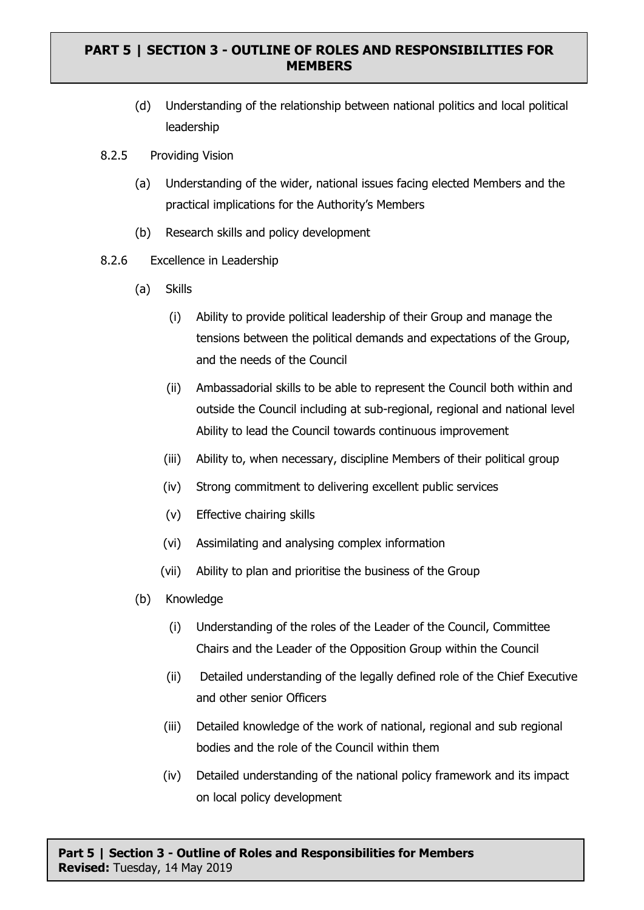(d) Understanding of the relationship between national politics and local political leadership

8.2.5 Providing Vision

(a) Understanding of the wider, national issues facing elected Members and the practical implications for the Authority's Members

(b) Research skills and policy development

8.2.6 Excellence in Leadership

(a) Skills

(i) Ability to provide political leadership of their Group and manage the tensions between the political demands and expectations of the Group, and the needs of the Council

(ii) Ambassadorial skills to be able to represent the Council both within and outside the Council including at sub-regional, regional and national level Ability to lead the Council towards continuous improvement

(iii) Ability to, when necessary, discipline Members of their political group

(iv) Strong commitment to delivering excellent public services

(v) Effective chairing skills

(vi) Assimilating and analysing complex information

(vii) Ability to plan and prioritise the business of the Group

(b) Knowledge

(i) Understanding of the roles of the Leader of the Council, Committee Chairs and the Leader of the Opposition Group within the Council

(ii) Detailed understanding of the legally defined role of the Chief Executive and other senior Officers

(iii) Detailed knowledge of the work of national, regional and sub regional bodies and the role of the Council within them

(iv) Detailed understanding of the national policy framework and its impact on local policy development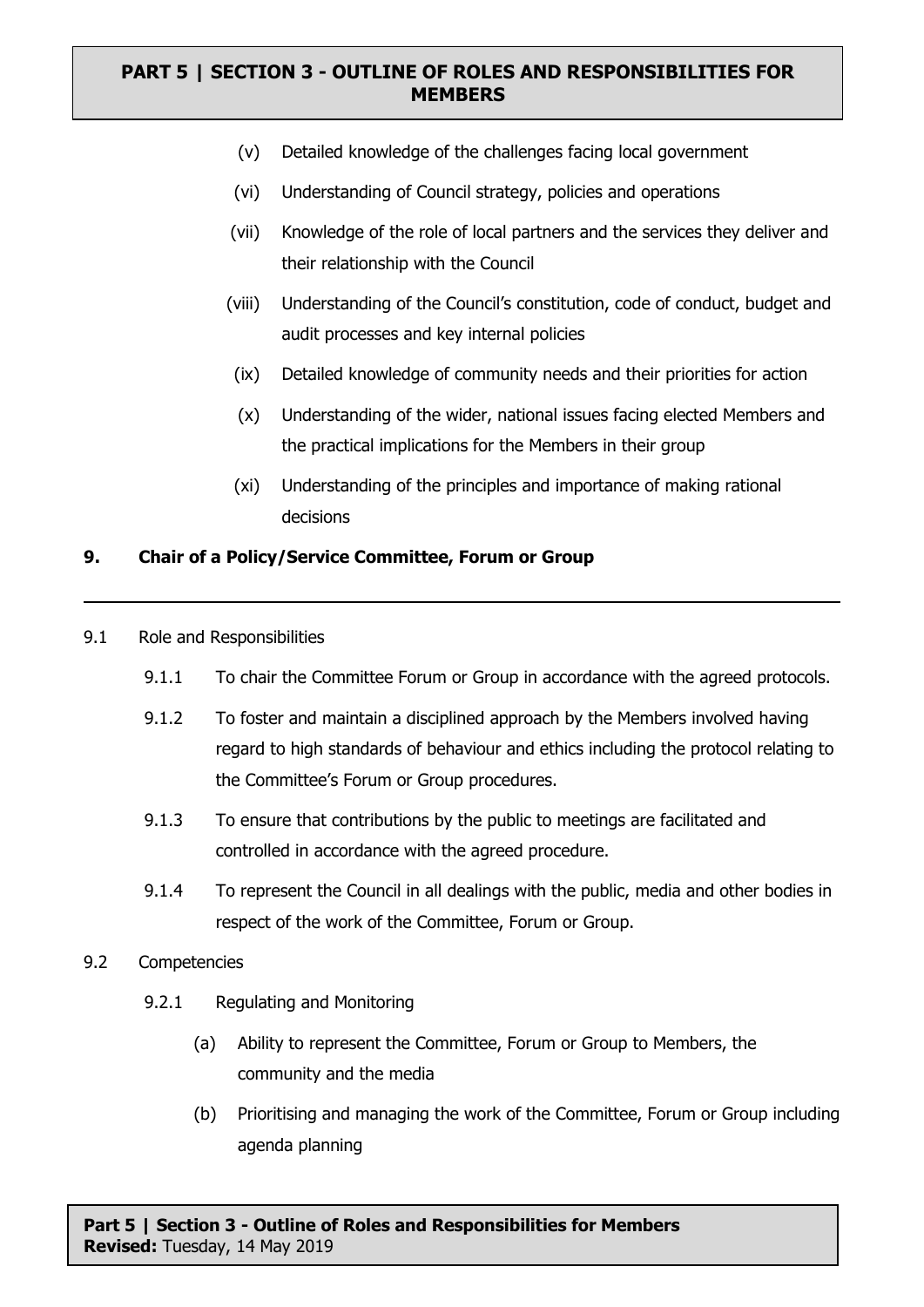(v) Detailed knowledge of the challenges facing local government

(vi) Understanding of Council strategy, policies and operations

(vii) Knowledge of the role of local partners and the services they deliver and their relationship with the Council

(viii) Understanding of the Council's constitution, code of conduct, budget and audit processes and key internal policies

(ix) Detailed knowledge of community needs and their priorities for action

(x) Understanding of the wider, national issues facing elected Members and the practical implications for the Members in their group

(xi) Understanding of the principles and importance of making rational decisions

## 9. Chair of a Policy/Service Committee, Forum or Group

9.1 Role and Responsibilities

9.1.1 To chair the Committee Forum or Group in accordance with the agreed protocols.

9.1.2 To foster and maintain a disciplined approach by the Members involved having regard to high standards of behaviour and ethics including the protocol relating to the Committee's Forum or Group procedures.

9.1.3 To ensure that contributions by the public to meetings are facilitated and controlled in accordance with the agreed procedure.

9.1.4 To represent the Council in all dealings with the public, media and other bodies in respect of the work of the Committee, Forum or Group.

9.2 Competencies

9.2.1 Regulating and Monitoring

(a) Ability to represent the Committee, Forum or Group to Members, the community and the media

(b) Prioritising and managing the work of the Committee, Forum or Group including agenda planning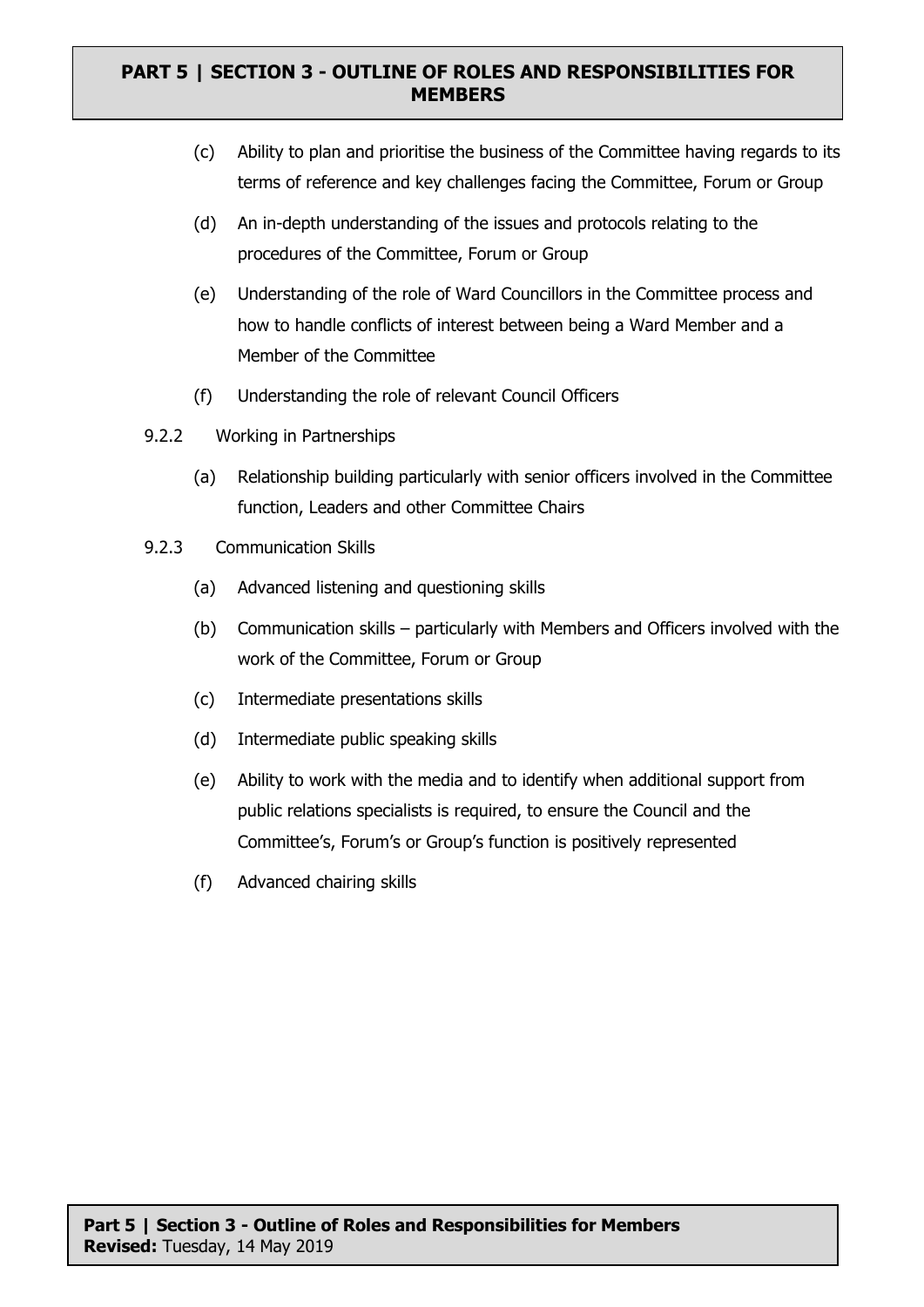(c) Ability to plan and prioritise the business of the Committee having regards to its terms of reference and key challenges facing the Committee, Forum or Group

(d) An in-depth understanding of the issues and protocols relating to the procedures of the Committee, Forum or Group

(e) Understanding of the role of Ward Councillors in the Committee process and how to handle conflicts of interest between being a Ward Member and a Member of the Committee

(f) Understanding the role of relevant Council Officers

9.2.2 Working in Partnerships

(a) Relationship building particularly with senior officers involved in the Committee function, Leaders and other Committee Chairs

9.2.3 Communication Skills

(a) Advanced listening and questioning skills

(b) Communication skills – particularly with Members and Officers involved with the work of the Committee, Forum or Group

(c) Intermediate presentations skills

(d) Intermediate public speaking skills

(e) Ability to work with the media and to identify when additional support from public relations specialists is required, to ensure the Council and the Committee's, Forum's or Group's function is positively represented

(f) Advanced chairing skills